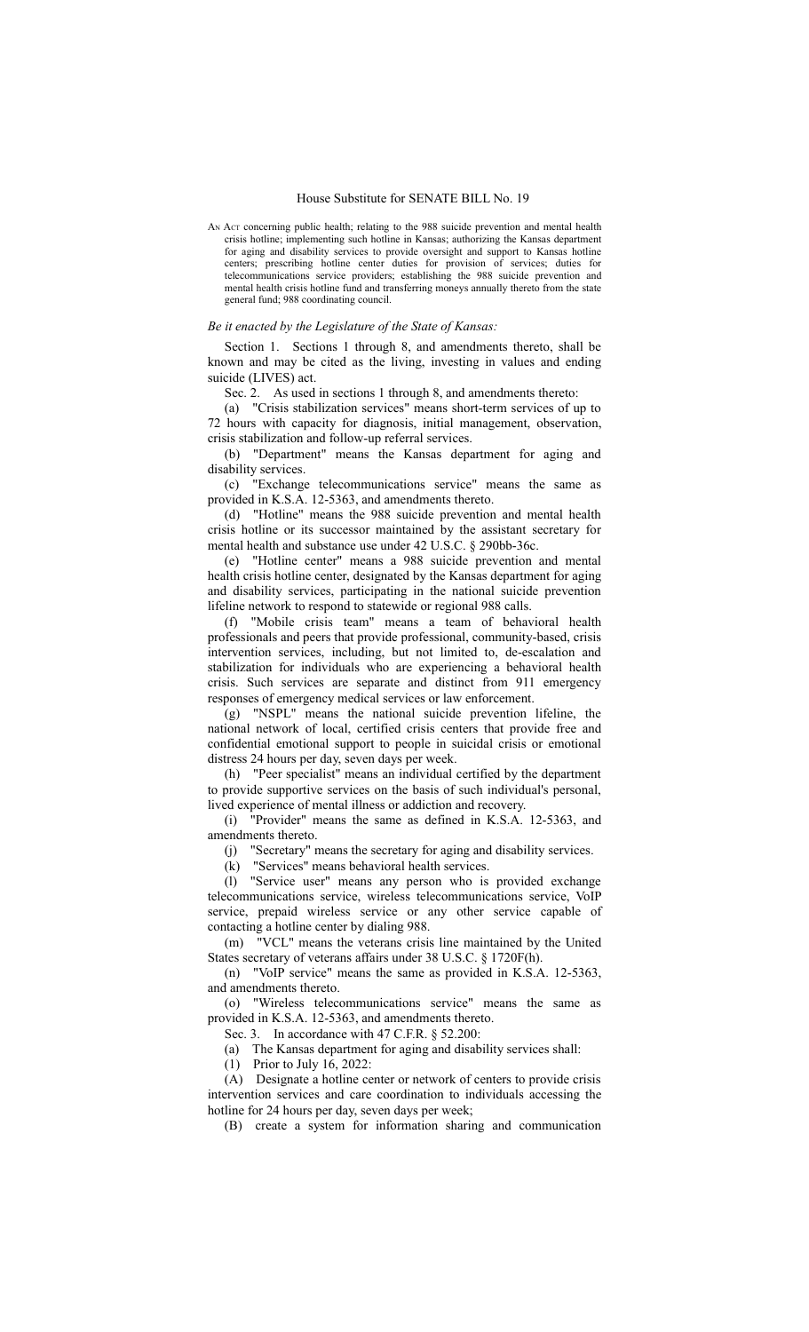# House Substitute for SENATE BILL No. 19

AN ACT concerning public health; relating to the 988 suicide prevention and mental health crisis hotline; implementing such hotline in Kansas; authorizing the Kansas department for aging and disability services to provide oversight and support to Kansas hotline centers; prescribing hotline center duties for provision of services; duties for telecommunications service providers; establishing the 988 suicide prevention and mental health crisis hotline fund and transferring moneys annually thereto from the state general fund; 988 coordinating council.

*Be it enacted by the Legislature of the State of Kansas:*

Section 1. Sections 1 through 8, and amendments thereto, shall be known and may be cited as the living, investing in values and ending suicide (LIVES) act.

Sec. 2. As used in sections 1 through 8, and amendments thereto:

(a) "Crisis stabilization services" means short-term services of up to 72 hours with capacity for diagnosis, initial management, observation, crisis stabilization and follow-up referral services.

(b) "Department" means the Kansas department for aging and disability services.

(c) "Exchange telecommunications service" means the same as provided in K.S.A. 12-5363, and amendments thereto.

(d) "Hotline" means the 988 suicide prevention and mental health crisis hotline or its successor maintained by the assistant secretary for mental health and substance use under 42 U.S.C. § 290bb-36c.

(e) "Hotline center" means a 988 suicide prevention and mental health crisis hotline center, designated by the Kansas department for aging and disability services, participating in the national suicide prevention lifeline network to respond to statewide or regional 988 calls.

(f) "Mobile crisis team" means a team of behavioral health professionals and peers that provide professional, community-based, crisis intervention services, including, but not limited to, de-escalation and stabilization for individuals who are experiencing a behavioral health crisis. Such services are separate and distinct from 911 emergency responses of emergency medical services or law enforcement.

(g) "NSPL" means the national suicide prevention lifeline, the national network of local, certified crisis centers that provide free and confidential emotional support to people in suicidal crisis or emotional distress 24 hours per day, seven days per week.

(h) "Peer specialist" means an individual certified by the department to provide supportive services on the basis of such individual's personal, lived experience of mental illness or addiction and recovery.

(i) "Provider" means the same as defined in K.S.A. 12-5363, and amendments thereto.

(j) "Secretary" means the secretary for aging and disability services.

(k) "Services" means behavioral health services.

(l) "Service user" means any person who is provided exchange telecommunications service, wireless telecommunications service, VoIP service, prepaid wireless service or any other service capable of contacting a hotline center by dialing 988.

(m) "VCL" means the veterans crisis line maintained by the United States secretary of veterans affairs under 38 U.S.C. § 1720F(h).

(n) "VoIP service" means the same as provided in K.S.A. 12-5363, and amendments thereto.

(o) "Wireless telecommunications service" means the same as provided in K.S.A. 12-5363, and amendments thereto.

Sec. 3. In accordance with 47 C.F.R. § 52.200:

(a) The Kansas department for aging and disability services shall:

(1) Prior to July 16, 2022:

(A) Designate a hotline center or network of centers to provide crisis intervention services and care coordination to individuals accessing the hotline for 24 hours per day, seven days per week;

(B) create a system for information sharing and communication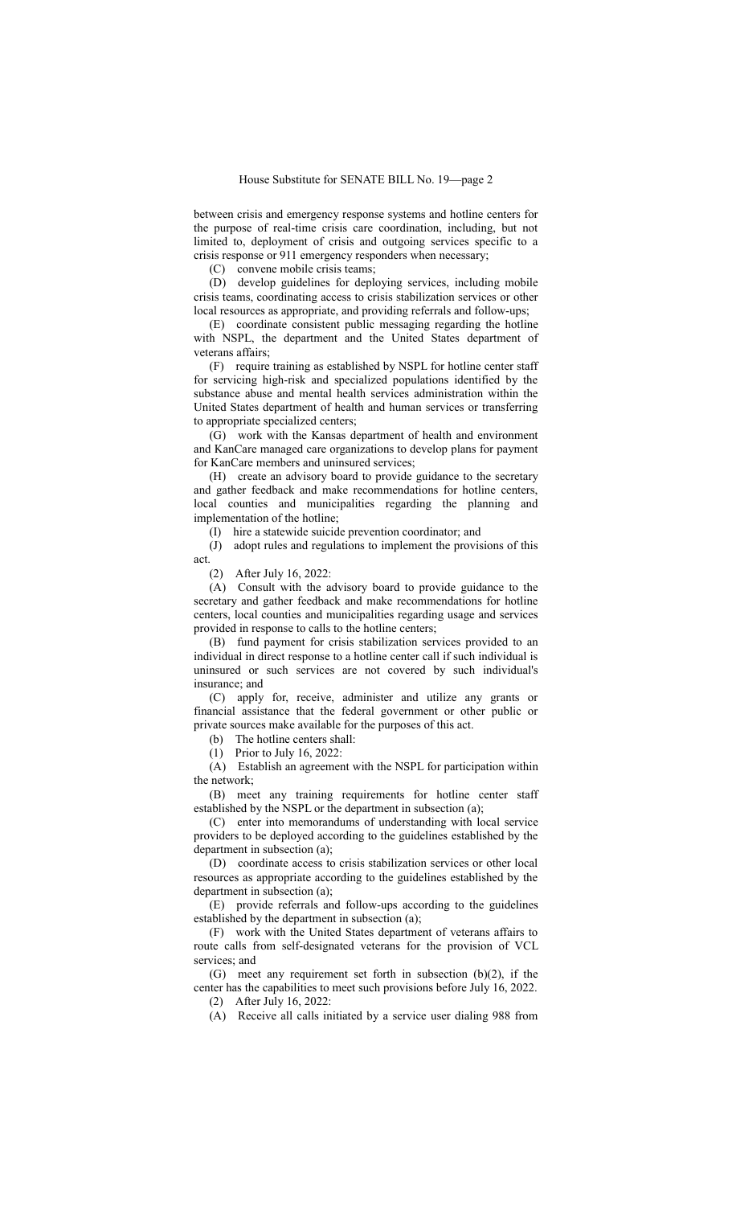between crisis and emergency response systems and hotline centers for the purpose of real-time crisis care coordination, including, but not limited to, deployment of crisis and outgoing services specific to a crisis response or 911 emergency responders when necessary;

(C) convene mobile crisis teams;

(D) develop guidelines for deploying services, including mobile crisis teams, coordinating access to crisis stabilization services or other local resources as appropriate, and providing referrals and follow-ups;

(E) coordinate consistent public messaging regarding the hotline with NSPL, the department and the United States department of veterans affairs;

(F) require training as established by NSPL for hotline center staff for servicing high-risk and specialized populations identified by the substance abuse and mental health services administration within the United States department of health and human services or transferring to appropriate specialized centers;

(G) work with the Kansas department of health and environment and KanCare managed care organizations to develop plans for payment for KanCare members and uninsured services;

(H) create an advisory board to provide guidance to the secretary and gather feedback and make recommendations for hotline centers, local counties and municipalities regarding the planning and implementation of the hotline;

(I) hire a statewide suicide prevention coordinator; and

(J) adopt rules and regulations to implement the provisions of this act.

(2) After July 16, 2022:

(A) Consult with the advisory board to provide guidance to the secretary and gather feedback and make recommendations for hotline centers, local counties and municipalities regarding usage and services provided in response to calls to the hotline centers;

(B) fund payment for crisis stabilization services provided to an individual in direct response to a hotline center call if such individual is uninsured or such services are not covered by such individual's insurance; and

(C) apply for, receive, administer and utilize any grants or financial assistance that the federal government or other public or private sources make available for the purposes of this act.

(b) The hotline centers shall:

(1) Prior to July 16, 2022:

(A) Establish an agreement with the NSPL for participation within the network;

(B) meet any training requirements for hotline center staff established by the NSPL or the department in subsection (a);

(C) enter into memorandums of understanding with local service providers to be deployed according to the guidelines established by the department in subsection (a);

(D) coordinate access to crisis stabilization services or other local resources as appropriate according to the guidelines established by the department in subsection (a);

(E) provide referrals and follow-ups according to the guidelines established by the department in subsection (a);

(F) work with the United States department of veterans affairs to route calls from self-designated veterans for the provision of VCL services; and

(G) meet any requirement set forth in subsection (b)(2), if the center has the capabilities to meet such provisions before July 16, 2022.

(2) After July 16, 2022:

(A) Receive all calls initiated by a service user dialing 988 from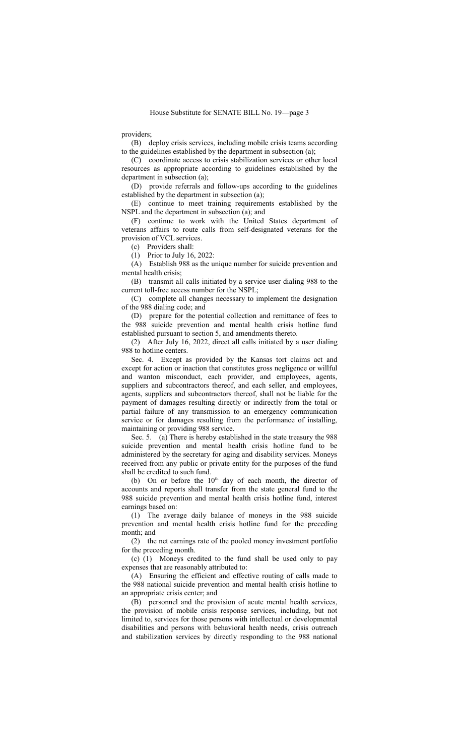providers;

(B) deploy crisis services, including mobile crisis teams according to the guidelines established by the department in subsection (a);

(C) coordinate access to crisis stabilization services or other local resources as appropriate according to guidelines established by the department in subsection (a);

(D) provide referrals and follow-ups according to the guidelines established by the department in subsection (a);

(E) continue to meet training requirements established by the NSPL and the department in subsection (a); and

(F) continue to work with the United States department of veterans affairs to route calls from self-designated veterans for the provision of VCL services.

(c) Providers shall:

(1) Prior to July 16, 2022:

(A) Establish 988 as the unique number for suicide prevention and mental health crisis;

(B) transmit all calls initiated by a service user dialing 988 to the current toll-free access number for the NSPL;

(C) complete all changes necessary to implement the designation of the 988 dialing code; and

(D) prepare for the potential collection and remittance of fees to the 988 suicide prevention and mental health crisis hotline fund established pursuant to section 5, and amendments thereto.

(2) After July 16, 2022, direct all calls initiated by a user dialing 988 to hotline centers.

Sec. 4. Except as provided by the Kansas tort claims act and except for action or inaction that constitutes gross negligence or willful and wanton misconduct, each provider, and employees, agents, suppliers and subcontractors thereof, and each seller, and employees, agents, suppliers and subcontractors thereof, shall not be liable for the payment of damages resulting directly or indirectly from the total or partial failure of any transmission to an emergency communication service or for damages resulting from the performance of installing, maintaining or providing 988 service.

Sec. 5. (a) There is hereby established in the state treasury the 988 suicide prevention and mental health crisis hotline fund to be administered by the secretary for aging and disability services. Moneys received from any public or private entity for the purposes of the fund shall be credited to such fund.

(b) On or before the 10th day of each month, the director of accounts and reports shall transfer from the state general fund to the 988 suicide prevention and mental health crisis hotline fund, interest earnings based on:

(1) The average daily balance of moneys in the 988 suicide prevention and mental health crisis hotline fund for the preceding month; and

(2) the net earnings rate of the pooled money investment portfolio for the preceding month.

(c) (1) Moneys credited to the fund shall be used only to pay expenses that are reasonably attributed to:

(A) Ensuring the efficient and effective routing of calls made to the 988 national suicide prevention and mental health crisis hotline to an appropriate crisis center; and

(B) personnel and the provision of acute mental health services, the provision of mobile crisis response services, including, but not limited to, services for those persons with intellectual or developmental disabilities and persons with behavioral health needs, crisis outreach and stabilization services by directly responding to the 988 national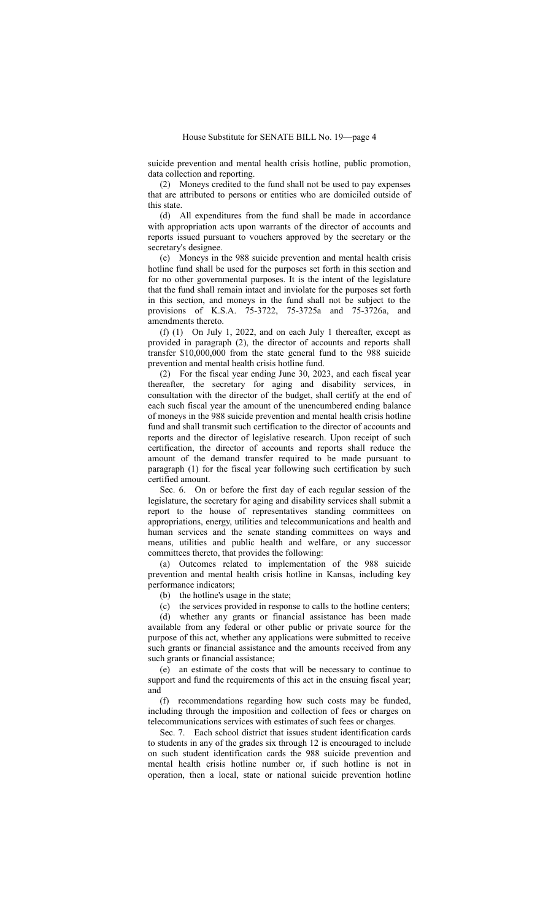suicide prevention and mental health crisis hotline, public promotion, data collection and reporting.

(2) Moneys credited to the fund shall not be used to pay expenses that are attributed to persons or entities who are domiciled outside of this state.

(d) All expenditures from the fund shall be made in accordance with appropriation acts upon warrants of the director of accounts and reports issued pursuant to vouchers approved by the secretary or the secretary's designee.

(e) Moneys in the 988 suicide prevention and mental health crisis hotline fund shall be used for the purposes set forth in this section and for no other governmental purposes. It is the intent of the legislature that the fund shall remain intact and inviolate for the purposes set forth in this section, and moneys in the fund shall not be subject to the provisions of K.S.A. 75-3722, 75-3725a and 75-3726a, and amendments thereto.

(f) (1) On July 1, 2022, and on each July 1 thereafter, except as provided in paragraph (2), the director of accounts and reports shall transfer $10,000,000 from the state general fund to the 988 suicide prevention and mental health crisis hotline fund.

(2) For the fiscal year ending June 30, 2023, and each fiscal year thereafter, the secretary for aging and disability services, in consultation with the director of the budget, shall certify at the end of each such fiscal year the amount of the unencumbered ending balance of moneys in the 988 suicide prevention and mental health crisis hotline fund and shall transmit such certification to the director of accounts and reports and the director of legislative research. Upon receipt of such certification, the director of accounts and reports shall reduce the amount of the demand transfer required to be made pursuant to paragraph (1) for the fiscal year following such certification by such certified amount.

Sec. 6. On or before the first day of each regular session of the legislature, the secretary for aging and disability services shall submit a report to the house of representatives standing committees on appropriations, energy, utilities and telecommunications and health and human services and the senate standing committees on ways and means, utilities and public health and welfare, or any successor committees thereto, that provides the following:

(a) Outcomes related to implementation of the 988 suicide prevention and mental health crisis hotline in Kansas, including key performance indicators;

(b) the hotline's usage in the state;

(c) the services provided in response to calls to the hotline centers;

(d) whether any grants or financial assistance has been made available from any federal or other public or private source for the purpose of this act, whether any applications were submitted to receive such grants or financial assistance and the amounts received from any such grants or financial assistance;

(e) an estimate of the costs that will be necessary to continue to support and fund the requirements of this act in the ensuing fiscal year; and

(f) recommendations regarding how such costs may be funded, including through the imposition and collection of fees or charges on telecommunications services with estimates of such fees or charges.

Sec. 7. Each school district that issues student identification cards to students in any of the grades six through 12 is encouraged to include on such student identification cards the 988 suicide prevention and mental health crisis hotline number or, if such hotline is not in operation, then a local, state or national suicide prevention hotline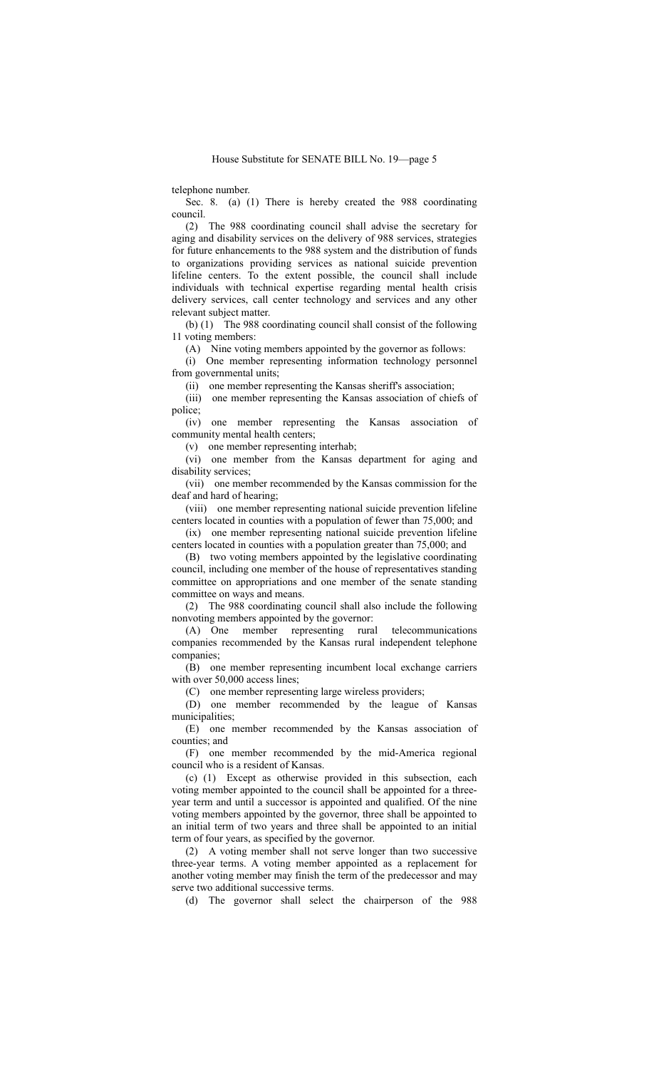telephone number.

Sec. 8. (a) (1) There is hereby created the 988 coordinating council.

(2) The 988 coordinating council shall advise the secretary for aging and disability services on the delivery of 988 services, strategies for future enhancements to the 988 system and the distribution of funds to organizations providing services as national suicide prevention lifeline centers. To the extent possible, the council shall include individuals with technical expertise regarding mental health crisis delivery services, call center technology and services and any other relevant subject matter.

(b) (1) The 988 coordinating council shall consist of the following 11 voting members:

(A) Nine voting members appointed by the governor as follows:

(i) One member representing information technology personnel from governmental units;

(ii) one member representing the Kansas sheriff's association;

(iii) one member representing the Kansas association of chiefs of police;

(iv) one member representing the Kansas association of community mental health centers;

(v) one member representing interhab;

(vi) one member from the Kansas department for aging and disability services;

(vii) one member recommended by the Kansas commission for the deaf and hard of hearing;

(viii) one member representing national suicide prevention lifeline centers located in counties with a population of fewer than 75,000; and

(ix) one member representing national suicide prevention lifeline centers located in counties with a population greater than 75,000; and

(B) two voting members appointed by the legislative coordinating council, including one member of the house of representatives standing committee on appropriations and one member of the senate standing committee on ways and means.

(2) The 988 coordinating council shall also include the following nonvoting members appointed by the governor:

(A) One member representing rural telecommunications companies recommended by the Kansas rural independent telephone companies;

(B) one member representing incumbent local exchange carriers with over 50,000 access lines;

(C) one member representing large wireless providers;

(D) one member recommended by the league of Kansas municipalities;

(E) one member recommended by the Kansas association of counties; and

(F) one member recommended by the mid-America regional council who is a resident of Kansas.

(c) (1) Except as otherwise provided in this subsection, each voting member appointed to the council shall be appointed for a three-year term and until a successor is appointed and qualified. Of the nine voting members appointed by the governor, three shall be appointed to an initial term of two years and three shall be appointed to an initial term of four years, as specified by the governor.

(2) A voting member shall not serve longer than two successive three-year terms. A voting member appointed as a replacement for another voting member may finish the term of the predecessor and may serve two additional successive terms.

(d) The governor shall select the chairperson of the 988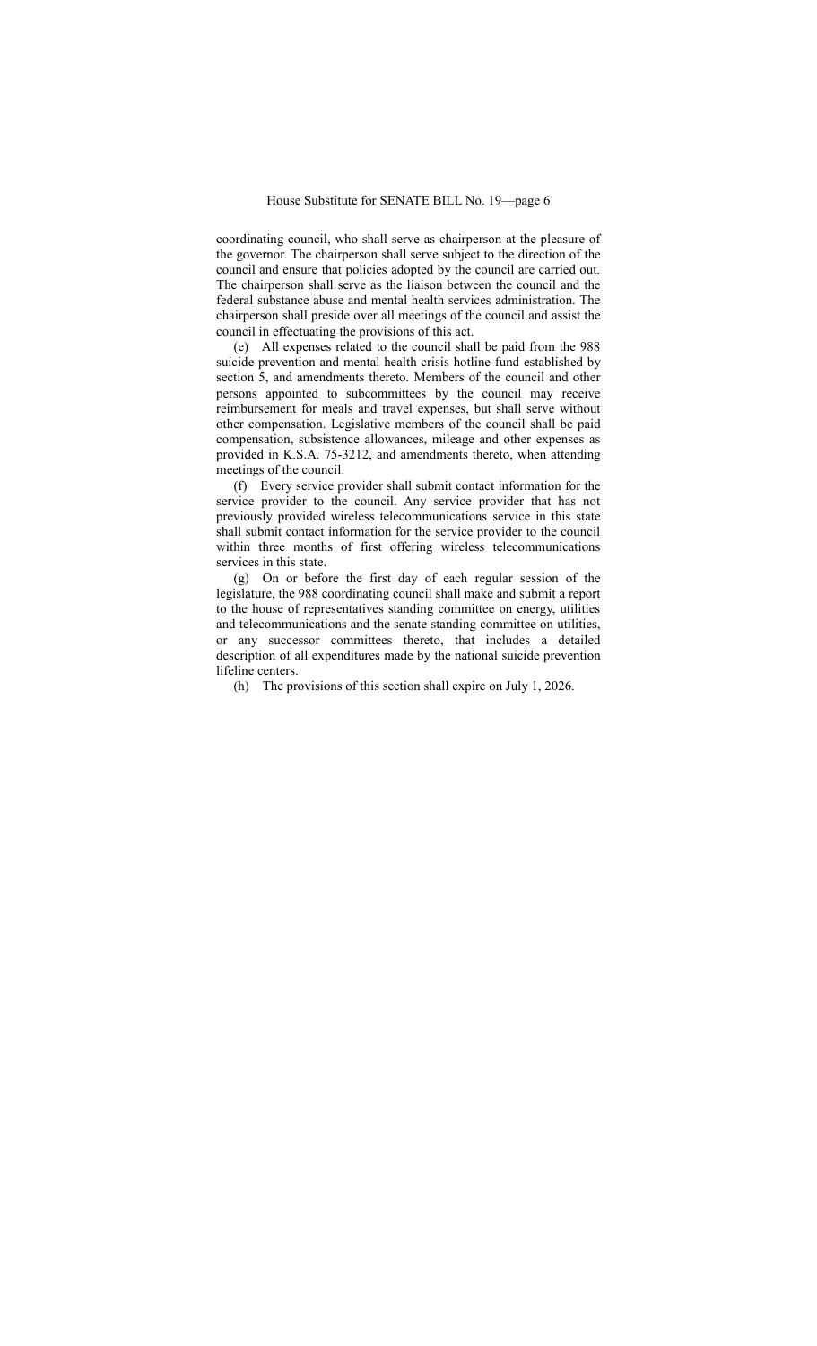coordinating council, who shall serve as chairperson at the pleasure of the governor. The chairperson shall serve subject to the direction of the council and ensure that policies adopted by the council are carried out. The chairperson shall serve as the liaison between the council and the federal substance abuse and mental health services administration. The chairperson shall preside over all meetings of the council and assist the council in effectuating the provisions of this act.

(e) All expenses related to the council shall be paid from the 988 suicide prevention and mental health crisis hotline fund established by section 5, and amendments thereto. Members of the council and other persons appointed to subcommittees by the council may receive reimbursement for meals and travel expenses, but shall serve without other compensation. Legislative members of the council shall be paid compensation, subsistence allowances, mileage and other expenses as provided in K.S.A. 75-3212, and amendments thereto, when attending meetings of the council.

(f) Every service provider shall submit contact information for the service provider to the council. Any service provider that has not previously provided wireless telecommunications service in this state shall submit contact information for the service provider to the council within three months of first offering wireless telecommunications services in this state.

(g) On or before the first day of each regular session of the legislature, the 988 coordinating council shall make and submit a report to the house of representatives standing committee on energy, utilities and telecommunications and the senate standing committee on utilities, or any successor committees thereto, that includes a detailed description of all expenditures made by the national suicide prevention lifeline centers.

(h) The provisions of this section shall expire on July 1, 2026.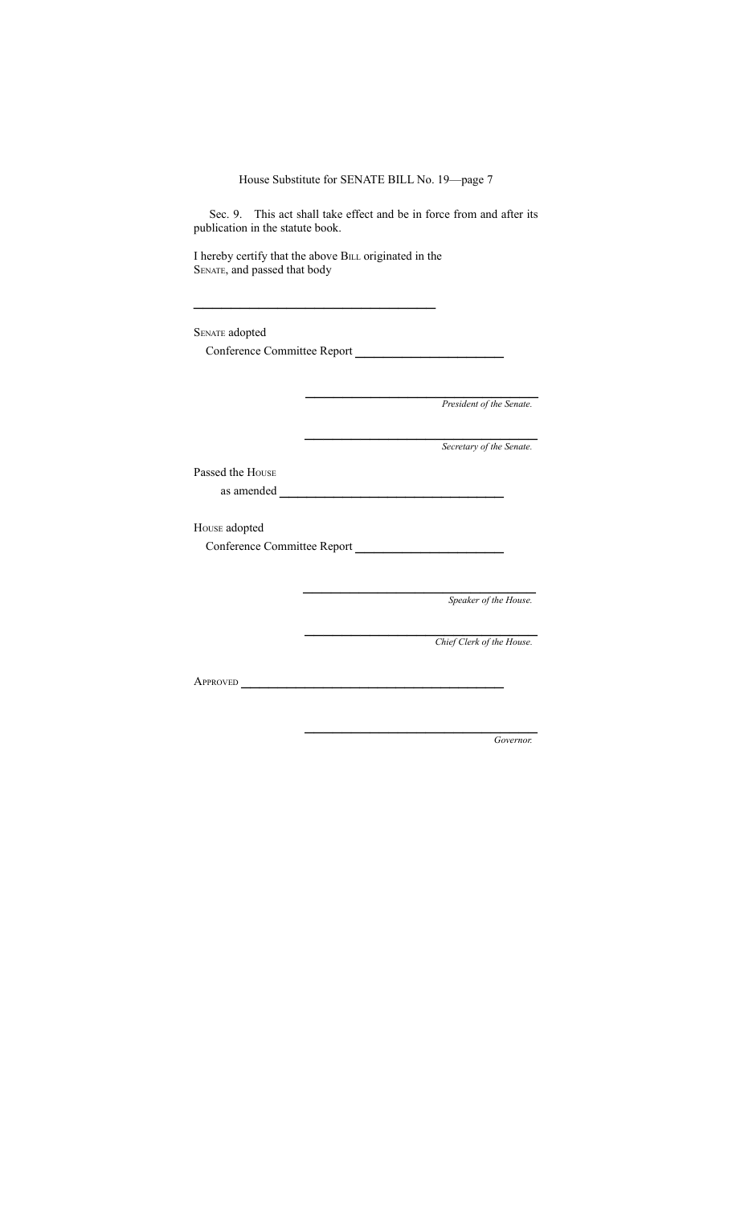Sec. 9. This act shall take effect and be in force from and after its publication in the statute book.

I hereby certify that the above BILL originated in the SENATE, and passed that body

\_\_\_\_\_\_\_\_\_\_\_\_\_\_\_\_\_\_\_\_\_\_\_\_\_\_\_\_\_\_\_\_\_\_\_\_\_\_

SENATE adopted
Conference Committee Report \_\_\_\_\_\_\_\_\_\_\_\_\_\_\_\_\_\_\_\_\_\_\_\_

\_\_\_\_\_\_\_\_\_\_\_\_\_\_\_\_\_\_\_\_\_\_\_\_\_\_\_\_\_\_\_\_\_\_\_\_\_\_
*President of the Senate.*

\_\_\_\_\_\_\_\_\_\_\_\_\_\_\_\_\_\_\_\_\_\_\_\_\_\_\_\_\_\_\_\_\_\_\_\_\_\_
*Secretary of the Senate.*

Passed the HOUSE
as amended \_\_\_\_\_\_\_\_\_\_\_\_\_\_\_\_\_\_\_\_\_\_\_\_\_\_\_\_\_\_\_\_\_\_\_\_\_\_

HOUSE adopted
Conference Committee Report \_\_\_\_\_\_\_\_\_\_\_\_\_\_\_\_\_\_\_\_\_\_\_\_

\_\_\_\_\_\_\_\_\_\_\_\_\_\_\_\_\_\_\_\_\_\_\_\_\_\_\_\_\_\_\_\_\_\_\_\_\_\_
*Speaker of the House.*

\_\_\_\_\_\_\_\_\_\_\_\_\_\_\_\_\_\_\_\_\_\_\_\_\_\_\_\_\_\_\_\_\_\_\_\_\_\_
*Chief Clerk of the House.*

APPROVED \_\_\_\_\_\_\_\_\_\_\_\_\_\_\_\_\_\_\_\_\_\_\_\_\_\_\_\_\_\_\_\_\_\_\_\_\_\_\_\_\_\_\_\_

\_\_\_\_\_\_\_\_\_\_\_\_\_\_\_\_\_\_\_\_\_\_\_\_\_\_\_\_\_\_\_\_\_\_\_\_\_\_
*Governor.*